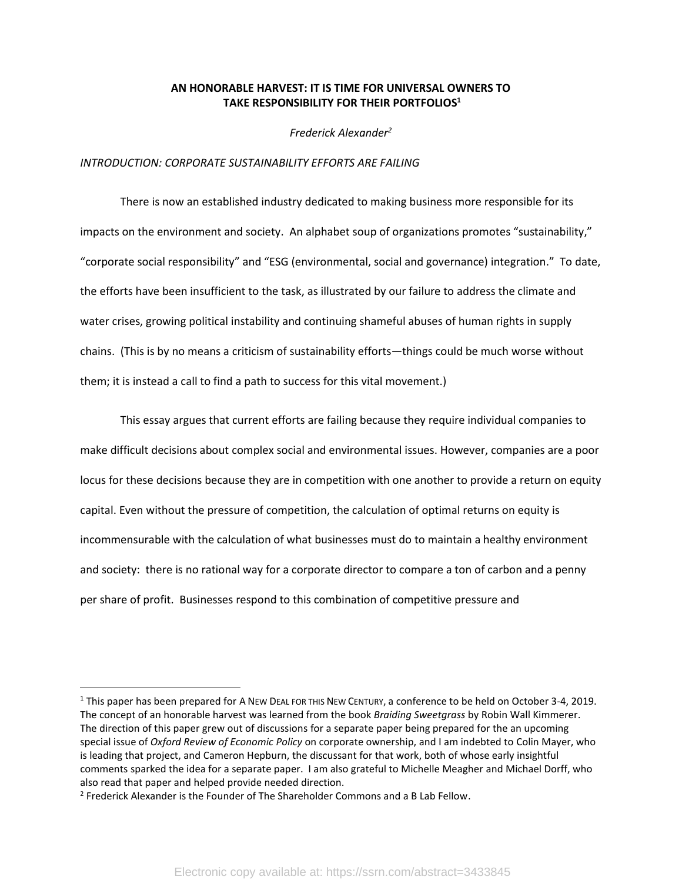# AN HONORABLE HARVEST: IT IS TIME FOR UNIVERSAL OWNERS TO TAKE RESPONSIBILITY FOR THEIR PORTFOLIOS[1]

*Frederick Alexander[2]*

## *INTRODUCTION: CORPORATE SUSTAINABILITY EFFORTS ARE FAILING*

There is now an established industry dedicated to making business more responsible for its impacts on the environment and society. An alphabet soup of organizations promotes "sustainability," "corporate social responsibility" and "ESG (environmental, social and governance) integration." To date, the efforts have been insufficient to the task, as illustrated by our failure to address the climate and water crises, growing political instability and continuing shameful abuses of human rights in supply chains. (This is by no means a criticism of sustainability efforts—things could be much worse without them; it is instead a call to find a path to success for this vital movement.)

This essay argues that current efforts are failing because they require individual companies to make difficult decisions about complex social and environmental issues. However, companies are a poor locus for these decisions because they are in competition with one another to provide a return on equity capital. Even without the pressure of competition, the calculation of optimal returns on equity is incommensurable with the calculation of what businesses must do to maintain a healthy environment and society: there is no rational way for a corporate director to compare a ton of carbon and a penny per share of profit. Businesses respond to this combination of competitive pressure and

---

[1] This paper has been prepared for A NEW DEAL FOR THIS NEW CENTURY, a conference to be held on October 3-4, 2019. The concept of an honorable harvest was learned from the book *Braiding Sweetgrass* by Robin Wall Kimmerer. The direction of this paper grew out of discussions for a separate paper being prepared for the an upcoming special issue of *Oxford Review of Economic Policy* on corporate ownership, and I am indebted to Colin Mayer, who is leading that project, and Cameron Hepburn, the discussant for that work, both of whose early insightful comments sparked the idea for a separate paper. I am also grateful to Michelle Meagher and Michael Dorff, who also read that paper and helped provide needed direction.

[2] Frederick Alexander is the Founder of The Shareholder Commons and a B Lab Fellow.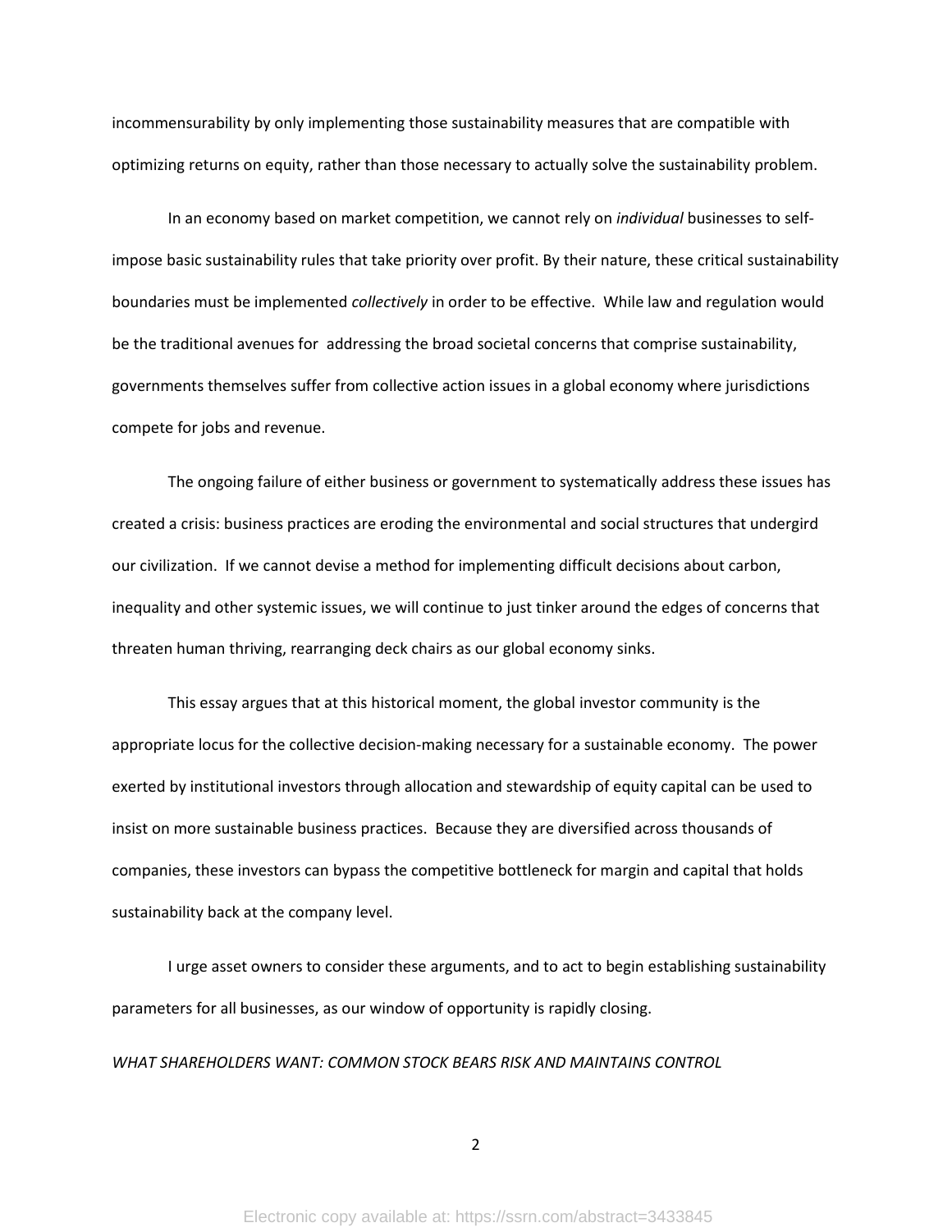incommensurability by only implementing those sustainability measures that are compatible with optimizing returns on equity, rather than those necessary to actually solve the sustainability problem.

In an economy based on market competition, we cannot rely on *individual* businesses to self-impose basic sustainability rules that take priority over profit. By their nature, these critical sustainability boundaries must be implemented *collectively* in order to be effective. While law and regulation would be the traditional avenues for addressing the broad societal concerns that comprise sustainability, governments themselves suffer from collective action issues in a global economy where jurisdictions compete for jobs and revenue.

The ongoing failure of either business or government to systematically address these issues has created a crisis: business practices are eroding the environmental and social structures that undergird our civilization. If we cannot devise a method for implementing difficult decisions about carbon, inequality and other systemic issues, we will continue to just tinker around the edges of concerns that threaten human thriving, rearranging deck chairs as our global economy sinks.

This essay argues that at this historical moment, the global investor community is the appropriate locus for the collective decision-making necessary for a sustainable economy. The power exerted by institutional investors through allocation and stewardship of equity capital can be used to insist on more sustainable business practices. Because they are diversified across thousands of companies, these investors can bypass the competitive bottleneck for margin and capital that holds sustainability back at the company level.

I urge asset owners to consider these arguments, and to act to begin establishing sustainability parameters for all businesses, as our window of opportunity is rapidly closing.

*WHAT SHAREHOLDERS WANT: COMMON STOCK BEARS RISK AND MAINTAINS CONTROL*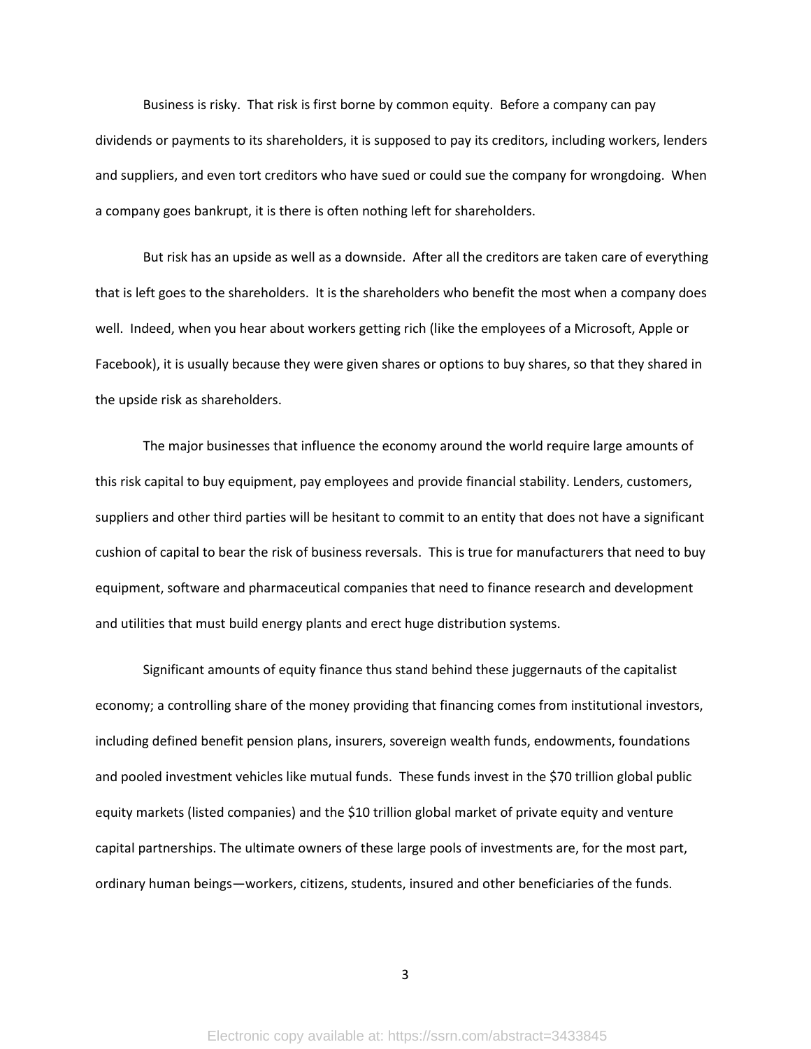Business is risky. That risk is first borne by common equity. Before a company can pay dividends or payments to its shareholders, it is supposed to pay its creditors, including workers, lenders and suppliers, and even tort creditors who have sued or could sue the company for wrongdoing. When a company goes bankrupt, it is there is often nothing left for shareholders.

But risk has an upside as well as a downside. After all the creditors are taken care of everything that is left goes to the shareholders. It is the shareholders who benefit the most when a company does well. Indeed, when you hear about workers getting rich (like the employees of a Microsoft, Apple or Facebook), it is usually because they were given shares or options to buy shares, so that they shared in the upside risk as shareholders.

The major businesses that influence the economy around the world require large amounts of this risk capital to buy equipment, pay employees and provide financial stability. Lenders, customers, suppliers and other third parties will be hesitant to commit to an entity that does not have a significant cushion of capital to bear the risk of business reversals. This is true for manufacturers that need to buy equipment, software and pharmaceutical companies that need to finance research and development and utilities that must build energy plants and erect huge distribution systems.

Significant amounts of equity finance thus stand behind these juggernauts of the capitalist economy; a controlling share of the money providing that financing comes from institutional investors, including defined benefit pension plans, insurers, sovereign wealth funds, endowments, foundations and pooled investment vehicles like mutual funds. These funds invest in the $70 trillion global public equity markets (listed companies) and the $10 trillion global market of private equity and venture capital partnerships. The ultimate owners of these large pools of investments are, for the most part, ordinary human beings—workers, citizens, students, insured and other beneficiaries of the funds.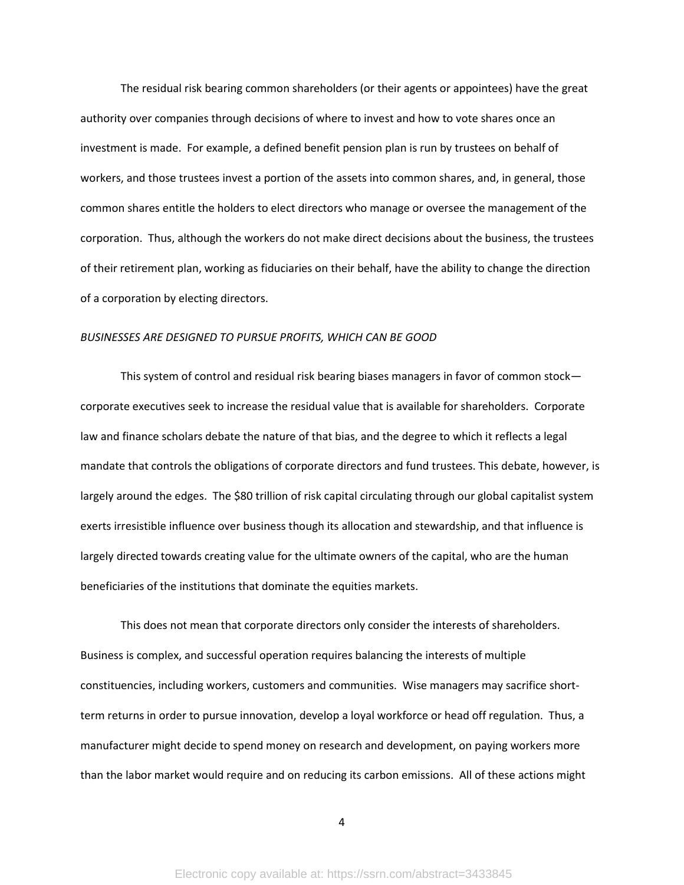The residual risk bearing common shareholders (or their agents or appointees) have the great authority over companies through decisions of where to invest and how to vote shares once an investment is made. For example, a defined benefit pension plan is run by trustees on behalf of workers, and those trustees invest a portion of the assets into common shares, and, in general, those common shares entitle the holders to elect directors who manage or oversee the management of the corporation. Thus, although the workers do not make direct decisions about the business, the trustees of their retirement plan, working as fiduciaries on their behalf, have the ability to change the direction of a corporation by electing directors.

*BUSINESSES ARE DESIGNED TO PURSUE PROFITS, WHICH CAN BE GOOD*

This system of control and residual risk bearing biases managers in favor of common stock—corporate executives seek to increase the residual value that is available for shareholders. Corporate law and finance scholars debate the nature of that bias, and the degree to which it reflects a legal mandate that controls the obligations of corporate directors and fund trustees. This debate, however, is largely around the edges. The $80 trillion of risk capital circulating through our global capitalist system exerts irresistible influence over business though its allocation and stewardship, and that influence is largely directed towards creating value for the ultimate owners of the capital, who are the human beneficiaries of the institutions that dominate the equities markets.

This does not mean that corporate directors only consider the interests of shareholders. Business is complex, and successful operation requires balancing the interests of multiple constituencies, including workers, customers and communities. Wise managers may sacrifice short-term returns in order to pursue innovation, develop a loyal workforce or head off regulation. Thus, a manufacturer might decide to spend money on research and development, on paying workers more than the labor market would require and on reducing its carbon emissions. All of these actions might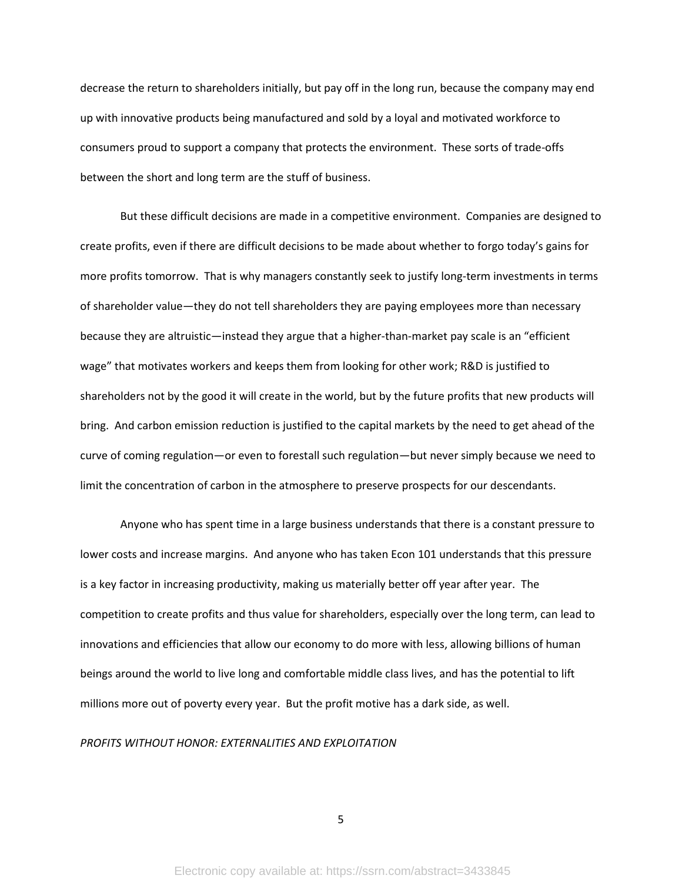decrease the return to shareholders initially, but pay off in the long run, because the company may end up with innovative products being manufactured and sold by a loyal and motivated workforce to consumers proud to support a company that protects the environment. These sorts of trade-offs between the short and long term are the stuff of business.

But these difficult decisions are made in a competitive environment. Companies are designed to create profits, even if there are difficult decisions to be made about whether to forgo today's gains for more profits tomorrow. That is why managers constantly seek to justify long-term investments in terms of shareholder value—they do not tell shareholders they are paying employees more than necessary because they are altruistic—instead they argue that a higher-than-market pay scale is an "efficient wage" that motivates workers and keeps them from looking for other work; R&D is justified to shareholders not by the good it will create in the world, but by the future profits that new products will bring. And carbon emission reduction is justified to the capital markets by the need to get ahead of the curve of coming regulation—or even to forestall such regulation—but never simply because we need to limit the concentration of carbon in the atmosphere to preserve prospects for our descendants.

Anyone who has spent time in a large business understands that there is a constant pressure to lower costs and increase margins. And anyone who has taken Econ 101 understands that this pressure is a key factor in increasing productivity, making us materially better off year after year. The competition to create profits and thus value for shareholders, especially over the long term, can lead to innovations and efficiencies that allow our economy to do more with less, allowing billions of human beings around the world to live long and comfortable middle class lives, and has the potential to lift millions more out of poverty every year. But the profit motive has a dark side, as well.

*PROFITS WITHOUT HONOR: EXTERNALITIES AND EXPLOITATION*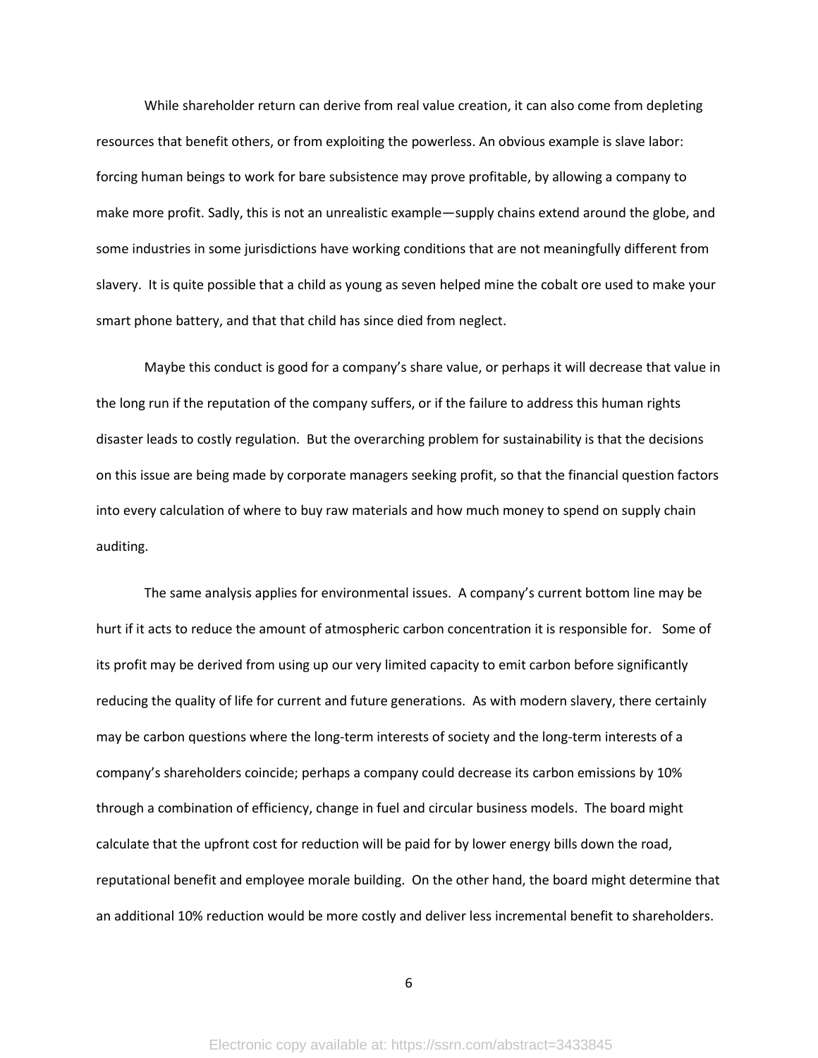While shareholder return can derive from real value creation, it can also come from depleting resources that benefit others, or from exploiting the powerless. An obvious example is slave labor: forcing human beings to work for bare subsistence may prove profitable, by allowing a company to make more profit. Sadly, this is not an unrealistic example—supply chains extend around the globe, and some industries in some jurisdictions have working conditions that are not meaningfully different from slavery. It is quite possible that a child as young as seven helped mine the cobalt ore used to make your smart phone battery, and that that child has since died from neglect.

Maybe this conduct is good for a company's share value, or perhaps it will decrease that value in the long run if the reputation of the company suffers, or if the failure to address this human rights disaster leads to costly regulation. But the overarching problem for sustainability is that the decisions on this issue are being made by corporate managers seeking profit, so that the financial question factors into every calculation of where to buy raw materials and how much money to spend on supply chain auditing.

The same analysis applies for environmental issues. A company's current bottom line may be hurt if it acts to reduce the amount of atmospheric carbon concentration it is responsible for. Some of its profit may be derived from using up our very limited capacity to emit carbon before significantly reducing the quality of life for current and future generations. As with modern slavery, there certainly may be carbon questions where the long-term interests of society and the long-term interests of a company's shareholders coincide; perhaps a company could decrease its carbon emissions by 10% through a combination of efficiency, change in fuel and circular business models. The board might calculate that the upfront cost for reduction will be paid for by lower energy bills down the road, reputational benefit and employee morale building. On the other hand, the board might determine that an additional 10% reduction would be more costly and deliver less incremental benefit to shareholders.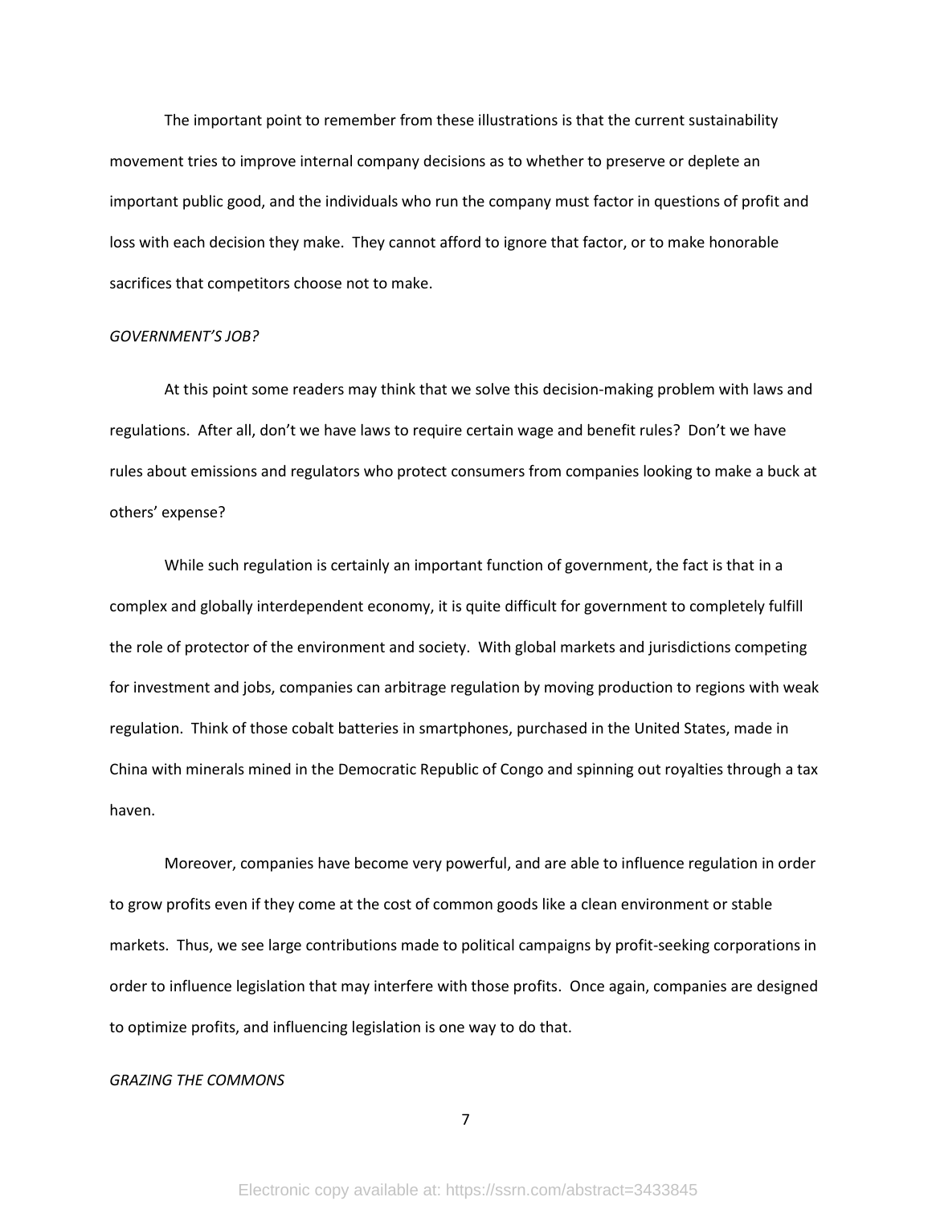The important point to remember from these illustrations is that the current sustainability movement tries to improve internal company decisions as to whether to preserve or deplete an important public good, and the individuals who run the company must factor in questions of profit and loss with each decision they make. They cannot afford to ignore that factor, or to make honorable sacrifices that competitors choose not to make.

*GOVERNMENT'S JOB?*

At this point some readers may think that we solve this decision-making problem with laws and regulations. After all, don't we have laws to require certain wage and benefit rules? Don't we have rules about emissions and regulators who protect consumers from companies looking to make a buck at others' expense?

While such regulation is certainly an important function of government, the fact is that in a complex and globally interdependent economy, it is quite difficult for government to completely fulfill the role of protector of the environment and society. With global markets and jurisdictions competing for investment and jobs, companies can arbitrage regulation by moving production to regions with weak regulation. Think of those cobalt batteries in smartphones, purchased in the United States, made in China with minerals mined in the Democratic Republic of Congo and spinning out royalties through a tax haven.

Moreover, companies have become very powerful, and are able to influence regulation in order to grow profits even if they come at the cost of common goods like a clean environment or stable markets. Thus, we see large contributions made to political campaigns by profit-seeking corporations in order to influence legislation that may interfere with those profits. Once again, companies are designed to optimize profits, and influencing legislation is one way to do that.

*GRAZING THE COMMONS*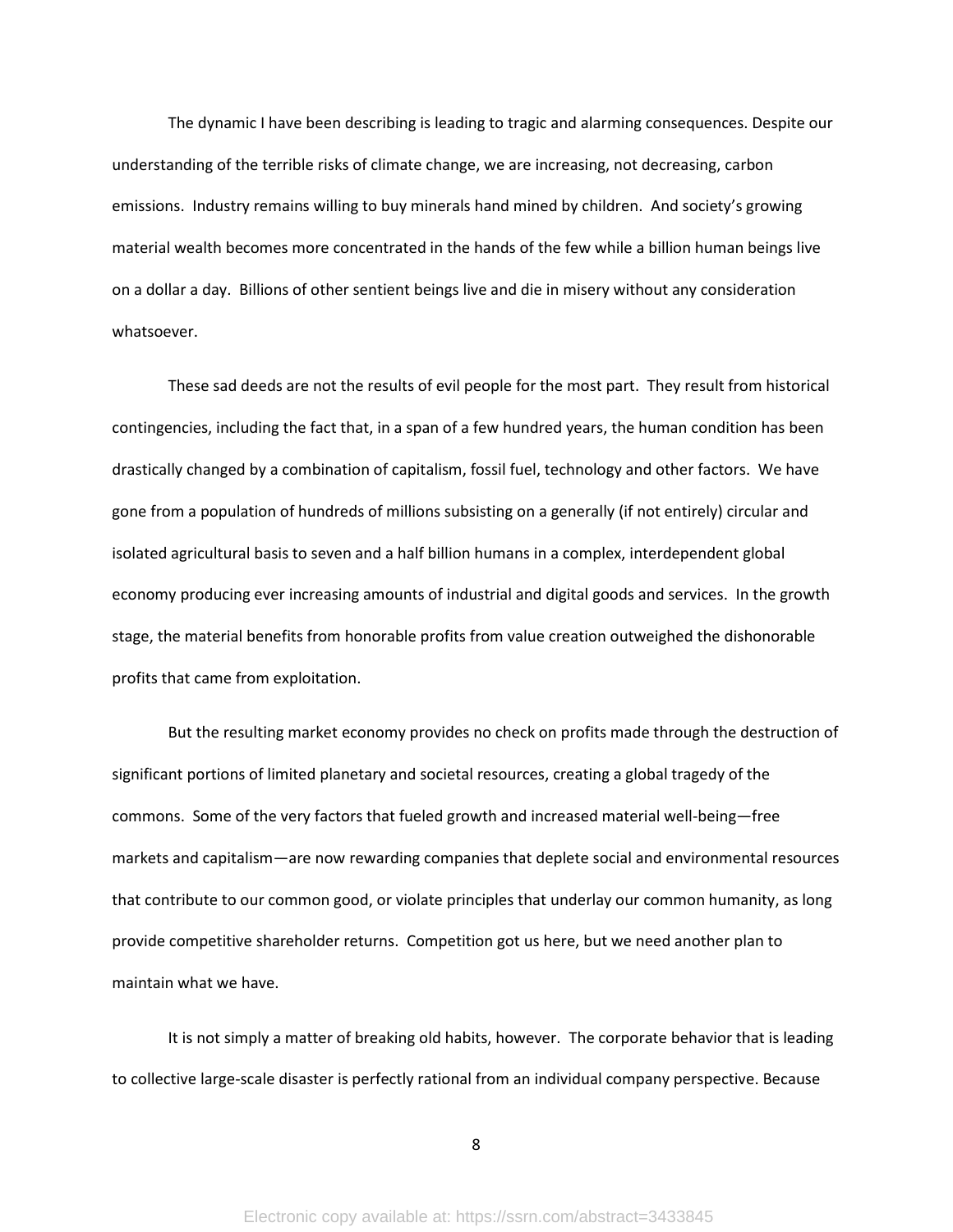The dynamic I have been describing is leading to tragic and alarming consequences. Despite our understanding of the terrible risks of climate change, we are increasing, not decreasing, carbon emissions. Industry remains willing to buy minerals hand mined by children. And society's growing material wealth becomes more concentrated in the hands of the few while a billion human beings live on a dollar a day. Billions of other sentient beings live and die in misery without any consideration whatsoever.

These sad deeds are not the results of evil people for the most part. They result from historical contingencies, including the fact that, in a span of a few hundred years, the human condition has been drastically changed by a combination of capitalism, fossil fuel, technology and other factors. We have gone from a population of hundreds of millions subsisting on a generally (if not entirely) circular and isolated agricultural basis to seven and a half billion humans in a complex, interdependent global economy producing ever increasing amounts of industrial and digital goods and services. In the growth stage, the material benefits from honorable profits from value creation outweighed the dishonorable profits that came from exploitation.

But the resulting market economy provides no check on profits made through the destruction of significant portions of limited planetary and societal resources, creating a global tragedy of the commons. Some of the very factors that fueled growth and increased material well-being—free markets and capitalism—are now rewarding companies that deplete social and environmental resources that contribute to our common good, or violate principles that underlay our common humanity, as long provide competitive shareholder returns. Competition got us here, but we need another plan to maintain what we have.

It is not simply a matter of breaking old habits, however. The corporate behavior that is leading to collective large-scale disaster is perfectly rational from an individual company perspective. Because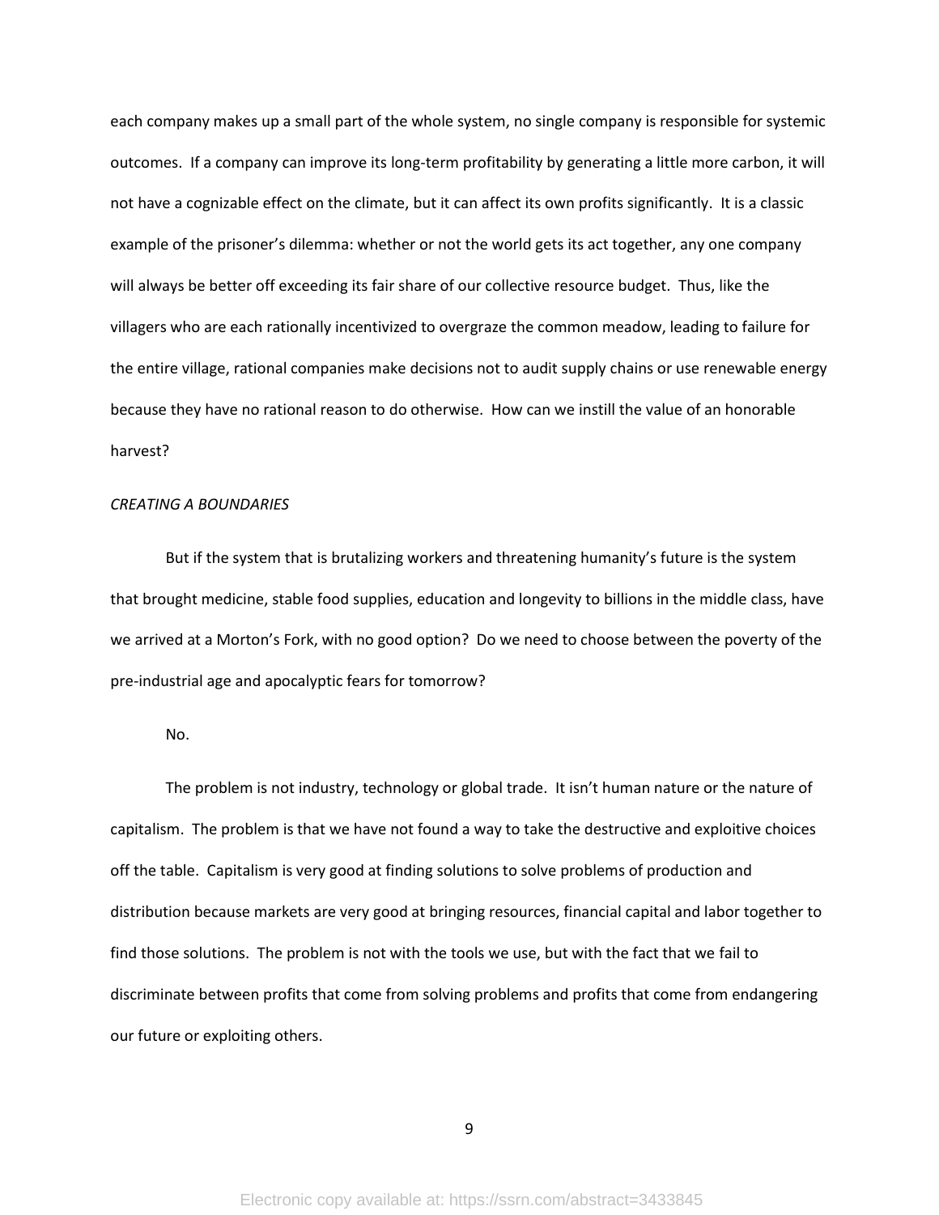each company makes up a small part of the whole system, no single company is responsible for systemic outcomes. If a company can improve its long-term profitability by generating a little more carbon, it will not have a cognizable effect on the climate, but it can affect its own profits significantly. It is a classic example of the prisoner's dilemma: whether or not the world gets its act together, any one company will always be better off exceeding its fair share of our collective resource budget. Thus, like the villagers who are each rationally incentivized to overgraze the common meadow, leading to failure for the entire village, rational companies make decisions not to audit supply chains or use renewable energy because they have no rational reason to do otherwise. How can we instill the value of an honorable harvest?

*CREATING A BOUNDARIES*

But if the system that is brutalizing workers and threatening humanity's future is the system that brought medicine, stable food supplies, education and longevity to billions in the middle class, have we arrived at a Morton's Fork, with no good option? Do we need to choose between the poverty of the pre-industrial age and apocalyptic fears for tomorrow?

No.

The problem is not industry, technology or global trade. It isn't human nature or the nature of capitalism. The problem is that we have not found a way to take the destructive and exploitive choices off the table. Capitalism is very good at finding solutions to solve problems of production and distribution because markets are very good at bringing resources, financial capital and labor together to find those solutions. The problem is not with the tools we use, but with the fact that we fail to discriminate between profits that come from solving problems and profits that come from endangering our future or exploiting others.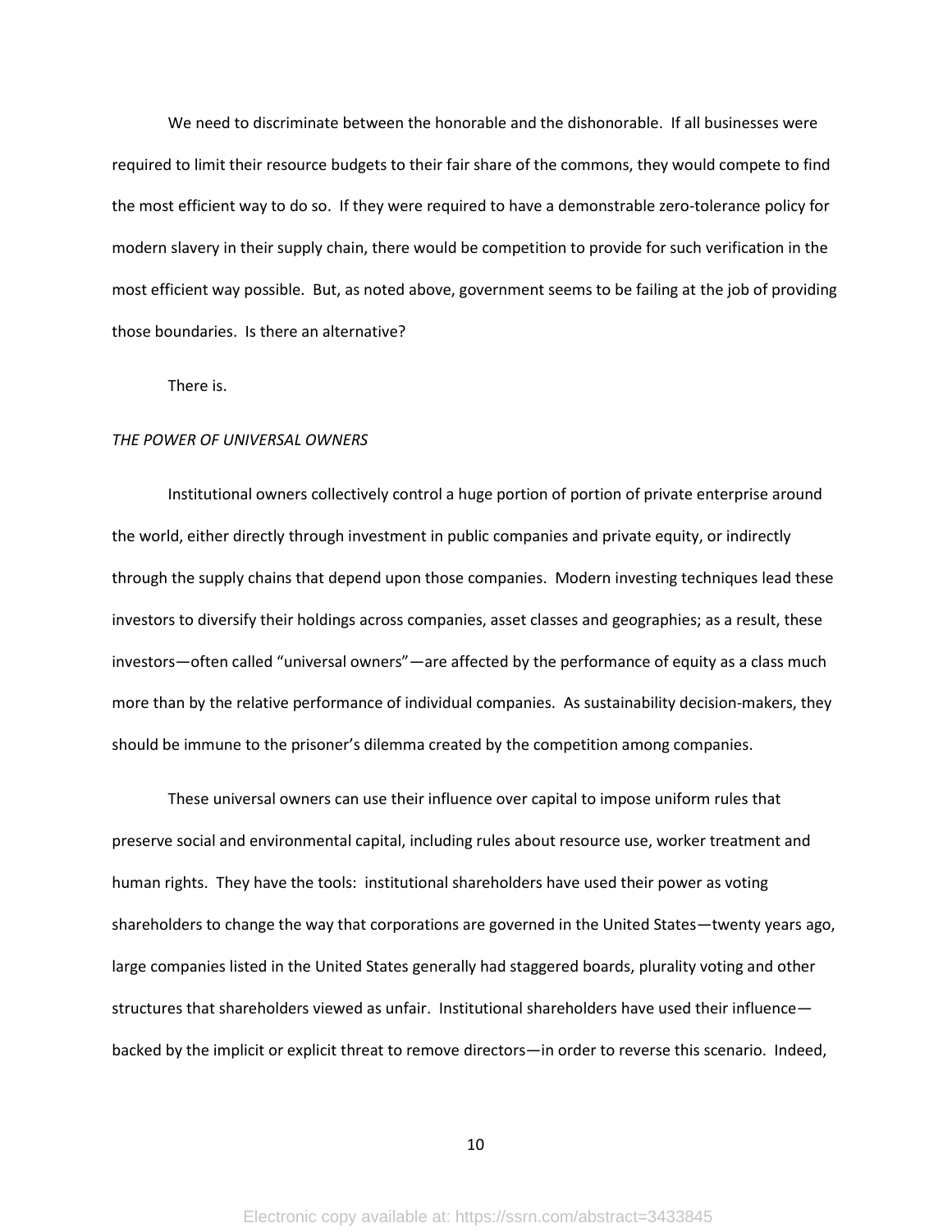We need to discriminate between the honorable and the dishonorable. If all businesses were required to limit their resource budgets to their fair share of the commons, they would compete to find the most efficient way to do so. If they were required to have a demonstrable zero-tolerance policy for modern slavery in their supply chain, there would be competition to provide for such verification in the most efficient way possible. But, as noted above, government seems to be failing at the job of providing those boundaries. Is there an alternative?

There is.

*THE POWER OF UNIVERSAL OWNERS*

Institutional owners collectively control a huge portion of portion of private enterprise around the world, either directly through investment in public companies and private equity, or indirectly through the supply chains that depend upon those companies. Modern investing techniques lead these investors to diversify their holdings across companies, asset classes and geographies; as a result, these investors—often called "universal owners"—are affected by the performance of equity as a class much more than by the relative performance of individual companies. As sustainability decision-makers, they should be immune to the prisoner's dilemma created by the competition among companies.

These universal owners can use their influence over capital to impose uniform rules that preserve social and environmental capital, including rules about resource use, worker treatment and human rights. They have the tools: institutional shareholders have used their power as voting shareholders to change the way that corporations are governed in the United States—twenty years ago, large companies listed in the United States generally had staggered boards, plurality voting and other structures that shareholders viewed as unfair. Institutional shareholders have used their influence—backed by the implicit or explicit threat to remove directors—in order to reverse this scenario. Indeed,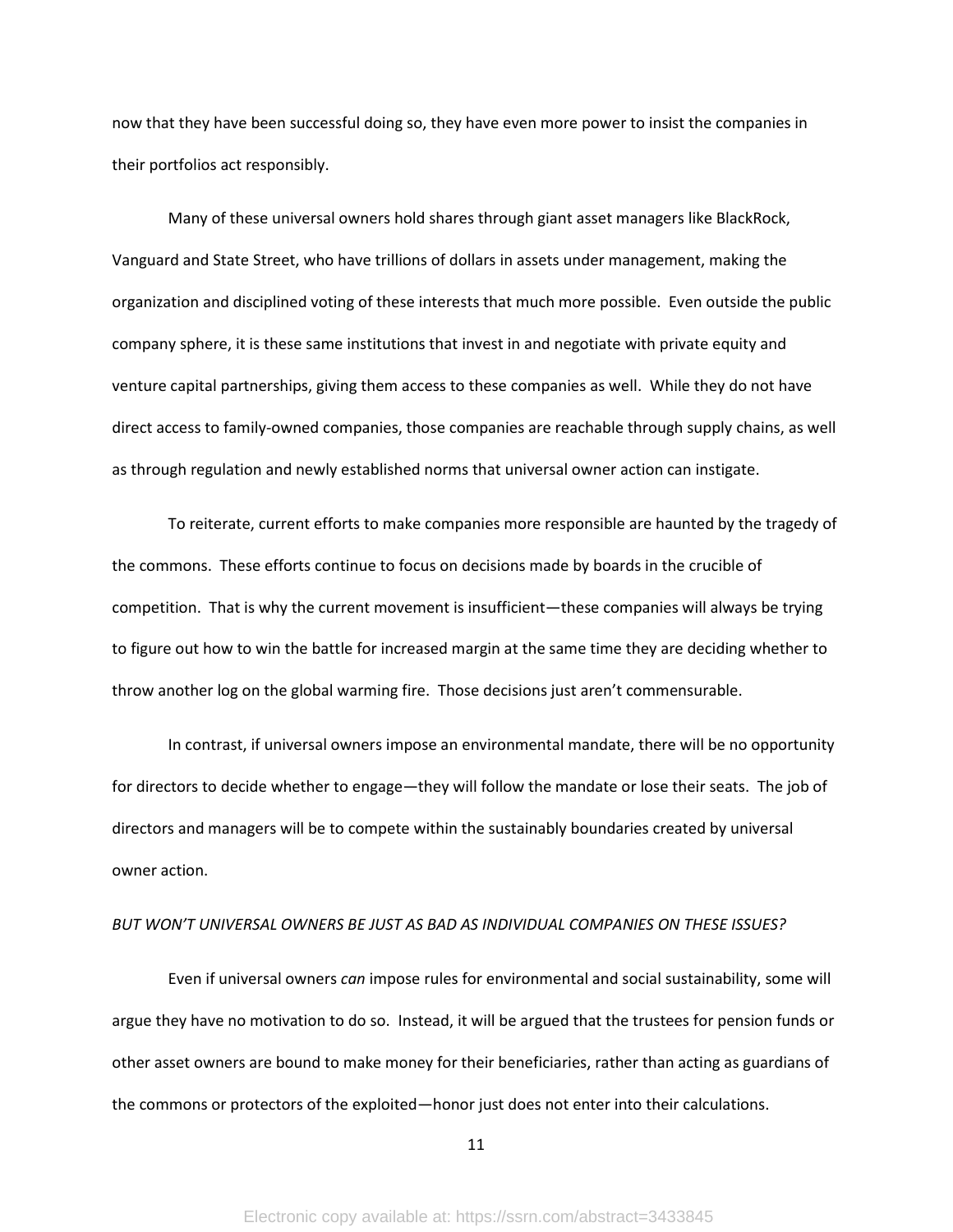now that they have been successful doing so, they have even more power to insist the companies in their portfolios act responsibly.

Many of these universal owners hold shares through giant asset managers like BlackRock, Vanguard and State Street, who have trillions of dollars in assets under management, making the organization and disciplined voting of these interests that much more possible. Even outside the public company sphere, it is these same institutions that invest in and negotiate with private equity and venture capital partnerships, giving them access to these companies as well. While they do not have direct access to family-owned companies, those companies are reachable through supply chains, as well as through regulation and newly established norms that universal owner action can instigate.

To reiterate, current efforts to make companies more responsible are haunted by the tragedy of the commons. These efforts continue to focus on decisions made by boards in the crucible of competition. That is why the current movement is insufficient—these companies will always be trying to figure out how to win the battle for increased margin at the same time they are deciding whether to throw another log on the global warming fire. Those decisions just aren't commensurable.

In contrast, if universal owners impose an environmental mandate, there will be no opportunity for directors to decide whether to engage—they will follow the mandate or lose their seats. The job of directors and managers will be to compete within the sustainably boundaries created by universal owner action.

*BUT WON'T UNIVERSAL OWNERS BE JUST AS BAD AS INDIVIDUAL COMPANIES ON THESE ISSUES?*

Even if universal owners *can* impose rules for environmental and social sustainability, some will argue they have no motivation to do so. Instead, it will be argued that the trustees for pension funds or other asset owners are bound to make money for their beneficiaries, rather than acting as guardians of the commons or protectors of the exploited—honor just does not enter into their calculations.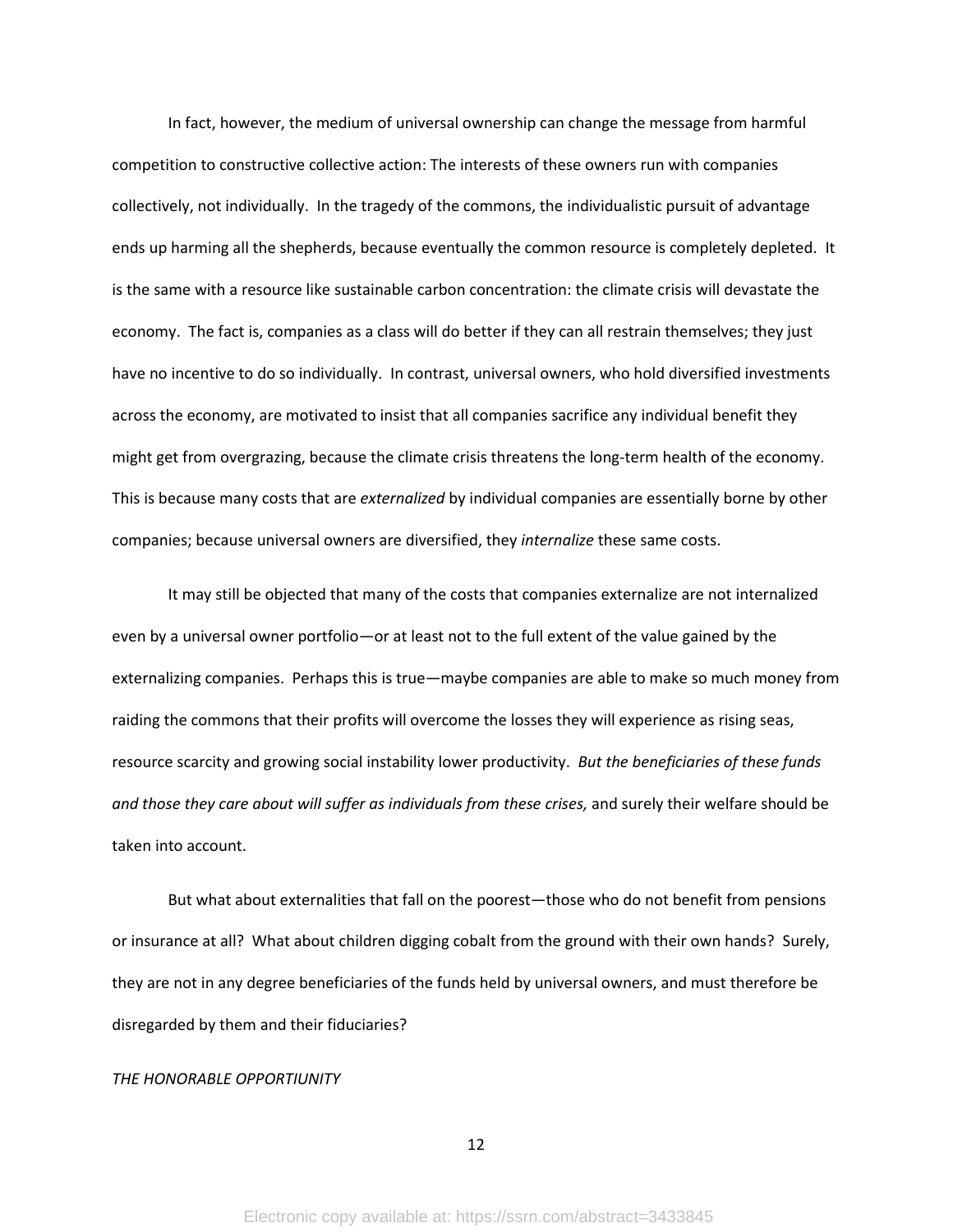In fact, however, the medium of universal ownership can change the message from harmful competition to constructive collective action: The interests of these owners run with companies collectively, not individually. In the tragedy of the commons, the individualistic pursuit of advantage ends up harming all the shepherds, because eventually the common resource is completely depleted. It is the same with a resource like sustainable carbon concentration: the climate crisis will devastate the economy. The fact is, companies as a class will do better if they can all restrain themselves; they just have no incentive to do so individually. In contrast, universal owners, who hold diversified investments across the economy, are motivated to insist that all companies sacrifice any individual benefit they might get from overgrazing, because the climate crisis threatens the long-term health of the economy. This is because many costs that are *externalized* by individual companies are essentially borne by other companies; because universal owners are diversified, they *internalize* these same costs.

It may still be objected that many of the costs that companies externalize are not internalized even by a universal owner portfolio—or at least not to the full extent of the value gained by the externalizing companies. Perhaps this is true—maybe companies are able to make so much money from raiding the commons that their profits will overcome the losses they will experience as rising seas, resource scarcity and growing social instability lower productivity. *But the beneficiaries of these funds and those they care about will suffer as individuals from these crises,* and surely their welfare should be taken into account.

But what about externalities that fall on the poorest—those who do not benefit from pensions or insurance at all? What about children digging cobalt from the ground with their own hands? Surely, they are not in any degree beneficiaries of the funds held by universal owners, and must therefore be disregarded by them and their fiduciaries?

*THE HONORABLE OPPORTIUNITY*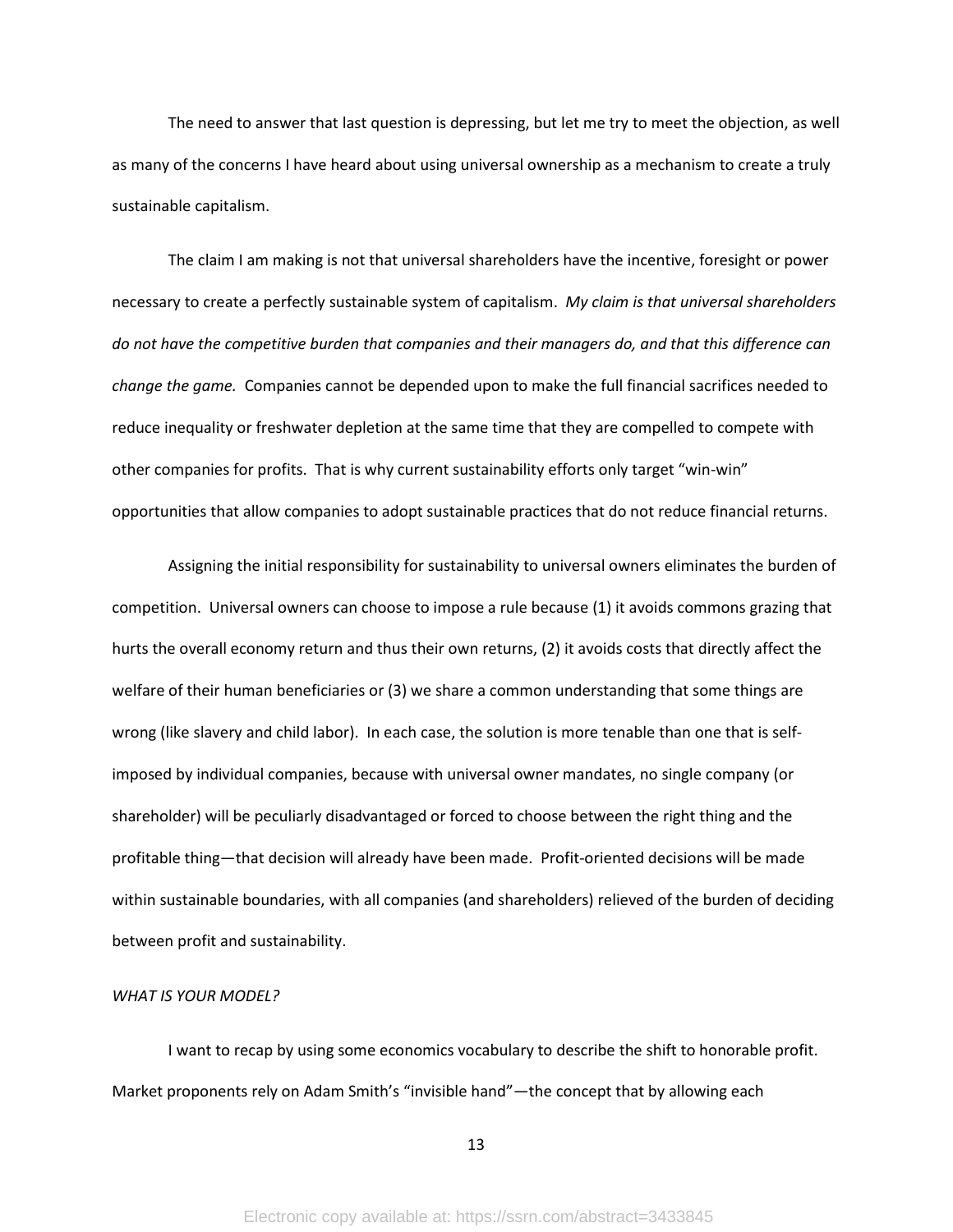The need to answer that last question is depressing, but let me try to meet the objection, as well as many of the concerns I have heard about using universal ownership as a mechanism to create a truly sustainable capitalism.

The claim I am making is not that universal shareholders have the incentive, foresight or power necessary to create a perfectly sustainable system of capitalism. *My claim is that universal shareholders do not have the competitive burden that companies and their managers do, and that this difference can change the game.* Companies cannot be depended upon to make the full financial sacrifices needed to reduce inequality or freshwater depletion at the same time that they are compelled to compete with other companies for profits. That is why current sustainability efforts only target "win-win" opportunities that allow companies to adopt sustainable practices that do not reduce financial returns.

Assigning the initial responsibility for sustainability to universal owners eliminates the burden of competition. Universal owners can choose to impose a rule because (1) it avoids commons grazing that hurts the overall economy return and thus their own returns, (2) it avoids costs that directly affect the welfare of their human beneficiaries or (3) we share a common understanding that some things are wrong (like slavery and child labor). In each case, the solution is more tenable than one that is self-imposed by individual companies, because with universal owner mandates, no single company (or shareholder) will be peculiarly disadvantaged or forced to choose between the right thing and the profitable thing—that decision will already have been made. Profit-oriented decisions will be made within sustainable boundaries, with all companies (and shareholders) relieved of the burden of deciding between profit and sustainability.

*WHAT IS YOUR MODEL?*

I want to recap by using some economics vocabulary to describe the shift to honorable profit. Market proponents rely on Adam Smith's "invisible hand"—the concept that by allowing each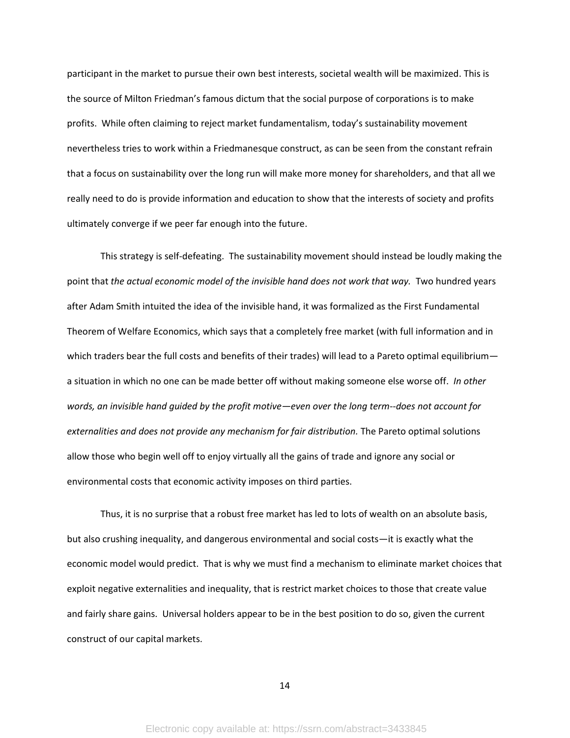participant in the market to pursue their own best interests, societal wealth will be maximized. This is the source of Milton Friedman's famous dictum that the social purpose of corporations is to make profits. While often claiming to reject market fundamentalism, today's sustainability movement nevertheless tries to work within a Friedmanesque construct, as can be seen from the constant refrain that a focus on sustainability over the long run will make more money for shareholders, and that all we really need to do is provide information and education to show that the interests of society and profits ultimately converge if we peer far enough into the future.

This strategy is self-defeating. The sustainability movement should instead be loudly making the point that *the actual economic model of the invisible hand does not work that way.* Two hundred years after Adam Smith intuited the idea of the invisible hand, it was formalized as the First Fundamental Theorem of Welfare Economics, which says that a completely free market (with full information and in which traders bear the full costs and benefits of their trades) will lead to a Pareto optimal equilibrium—a situation in which no one can be made better off without making someone else worse off. *In other words, an invisible hand guided by the profit motive—even over the long term--does not account for externalities and does not provide any mechanism for fair distribution.* The Pareto optimal solutions allow those who begin well off to enjoy virtually all the gains of trade and ignore any social or environmental costs that economic activity imposes on third parties.

Thus, it is no surprise that a robust free market has led to lots of wealth on an absolute basis, but also crushing inequality, and dangerous environmental and social costs—it is exactly what the economic model would predict. That is why we must find a mechanism to eliminate market choices that exploit negative externalities and inequality, that is restrict market choices to those that create value and fairly share gains. Universal holders appear to be in the best position to do so, given the current construct of our capital markets.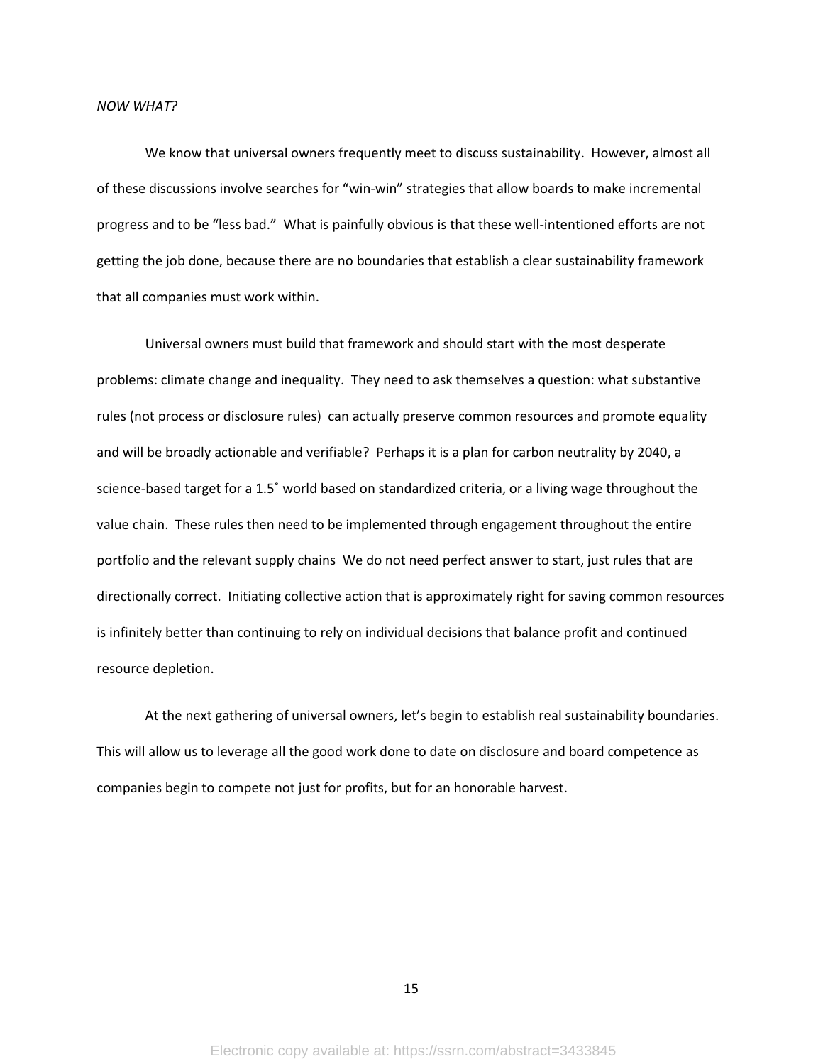*NOW WHAT?*

We know that universal owners frequently meet to discuss sustainability. However, almost all of these discussions involve searches for "win-win" strategies that allow boards to make incremental progress and to be "less bad." What is painfully obvious is that these well-intentioned efforts are not getting the job done, because there are no boundaries that establish a clear sustainability framework that all companies must work within.

Universal owners must build that framework and should start with the most desperate problems: climate change and inequality. They need to ask themselves a question: what substantive rules (not process or disclosure rules) can actually preserve common resources and promote equality and will be broadly actionable and verifiable? Perhaps it is a plan for carbon neutrality by 2040, a science-based target for a 1.5˚ world based on standardized criteria, or a living wage throughout the value chain. These rules then need to be implemented through engagement throughout the entire portfolio and the relevant supply chains We do not need perfect answer to start, just rules that are directionally correct. Initiating collective action that is approximately right for saving common resources is infinitely better than continuing to rely on individual decisions that balance profit and continued resource depletion.

At the next gathering of universal owners, let's begin to establish real sustainability boundaries. This will allow us to leverage all the good work done to date on disclosure and board competence as companies begin to compete not just for profits, but for an honorable harvest.

Electronic copy available at: https://ssrn.com/abstract=3433845